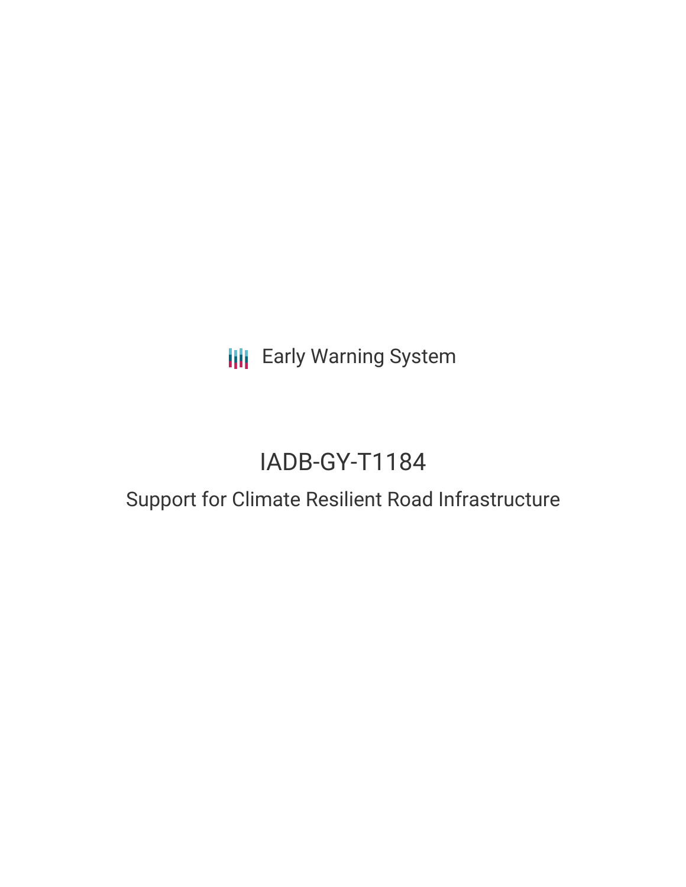Early Warning System

# IADB-GY-T1184

## Support for Climate Resilient Road Infrastructure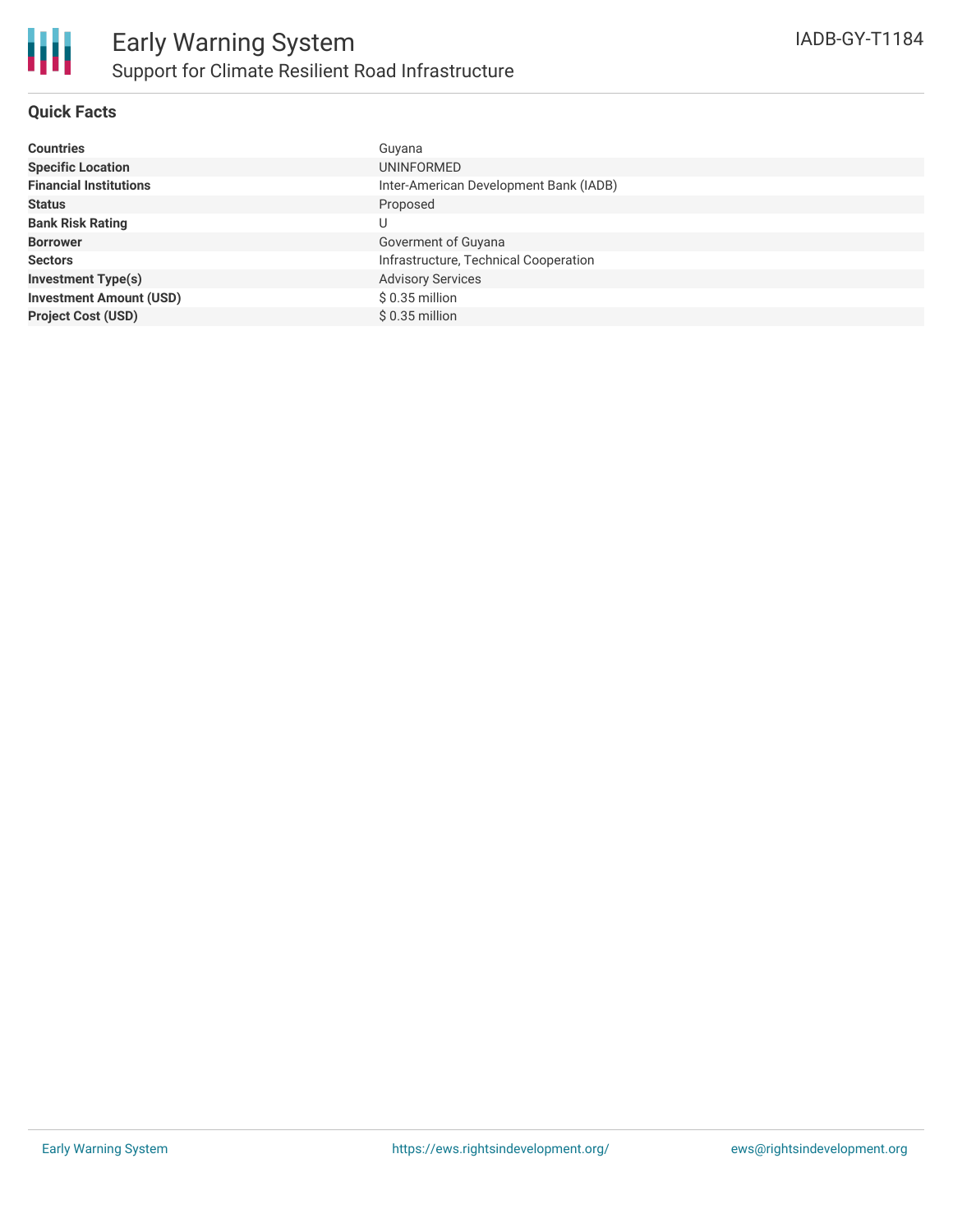# Early Warning System

## Support for Climate Resilient Road Infrastructure

IADB-GY-T1184

### Quick Facts

| | |
|---|---|
| **Countries** | Guyana |
| **Specific Location** | UNINFORMED |
| **Financial Institutions** | Inter-American Development Bank (IADB) |
| **Status** | Proposed |
| **Bank Risk Rating** | U |
| **Borrower** | Goverment of Guyana |
| **Sectors** | Infrastructure, Technical Cooperation |
| **Investment Type(s)** | Advisory Services |
| **Investment Amount (USD)** | $ 0.35 million |
| **Project Cost (USD)** | $ 0.35 million |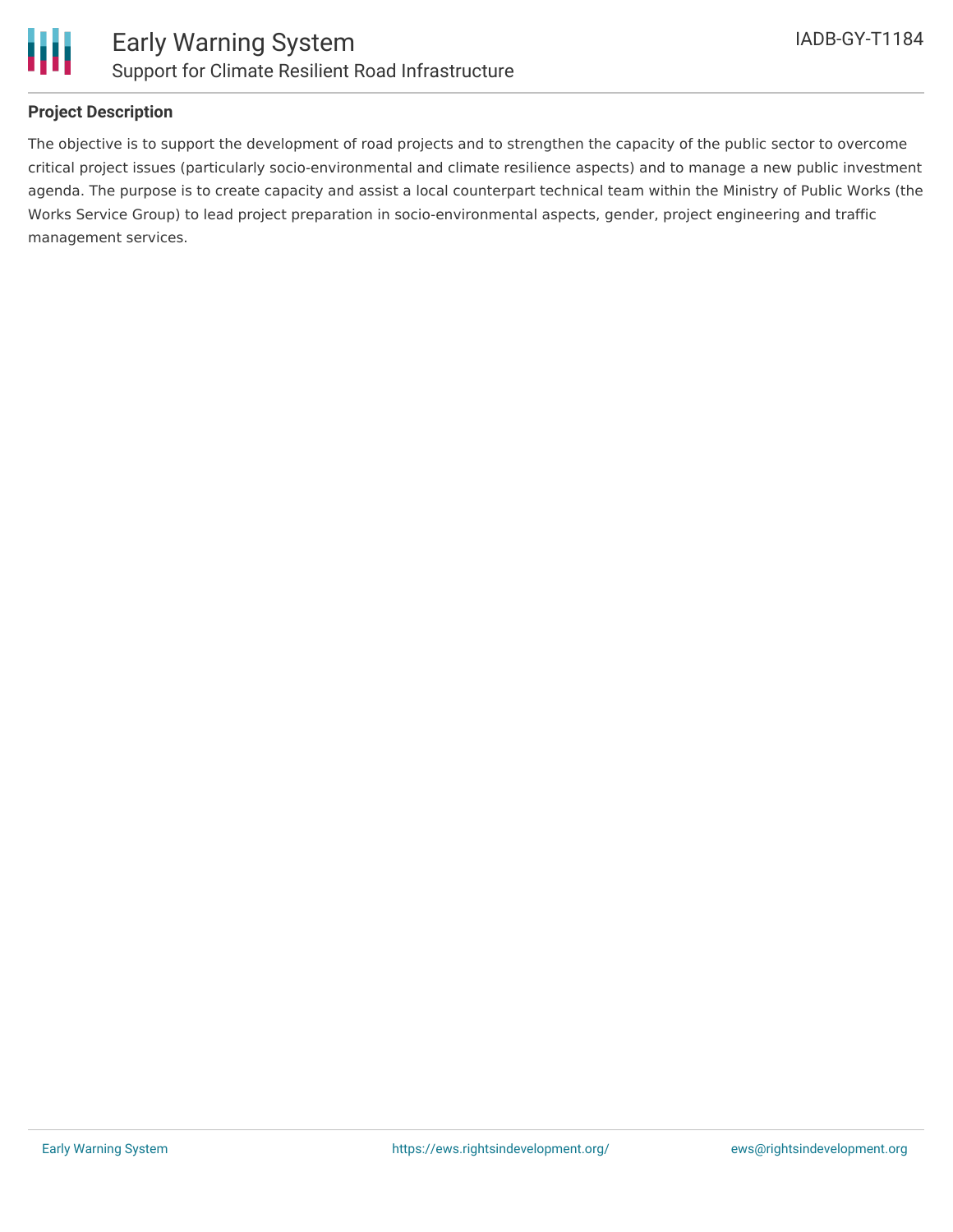## Project Description

The objective is to support the development of road projects and to strengthen the capacity of the public sector to overcome critical project issues (particularly socio-environmental and climate resilience aspects) and to manage a new public investment agenda. The purpose is to create capacity and assist a local counterpart technical team within the Ministry of Public Works (the Works Service Group) to lead project preparation in socio-environmental aspects, gender, project engineering and traffic management services.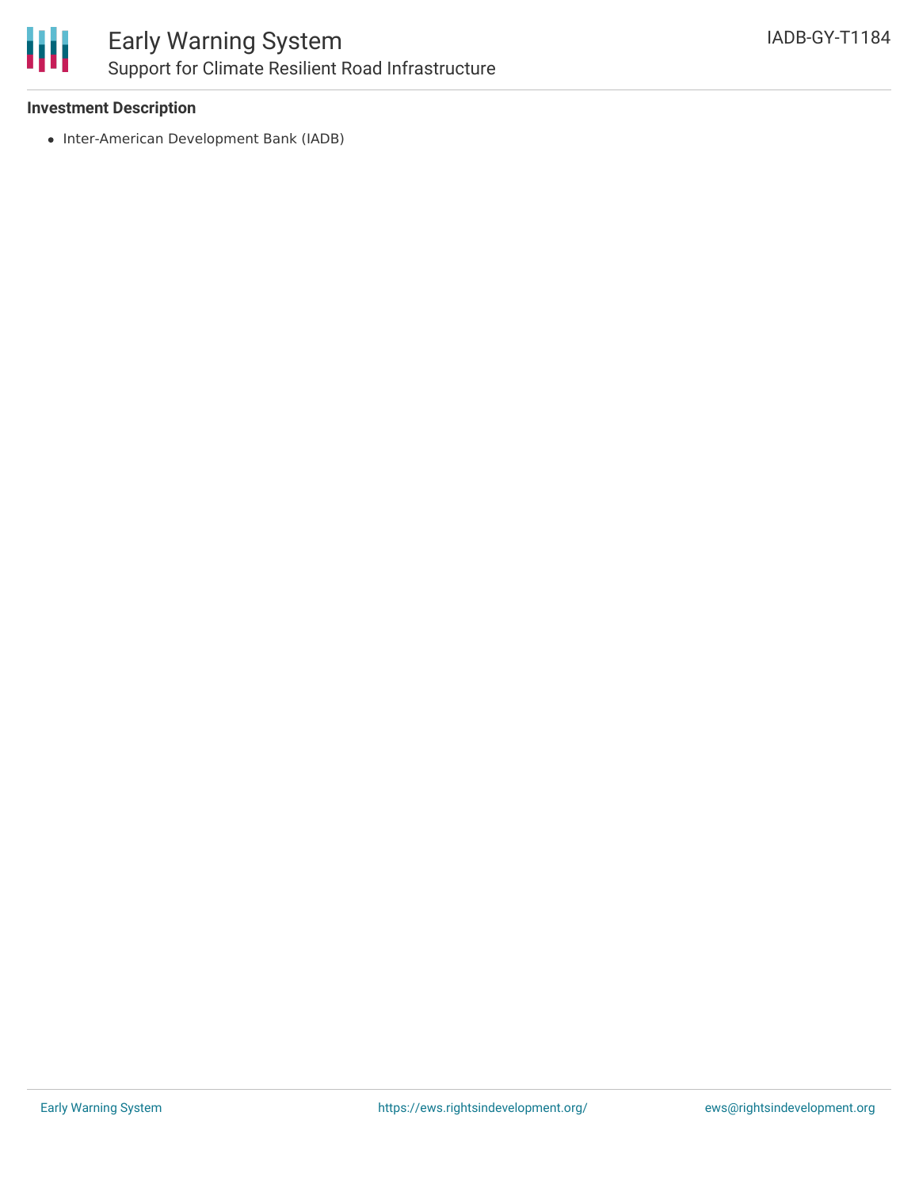### Investment Description

- Inter-American Development Bank (IADB)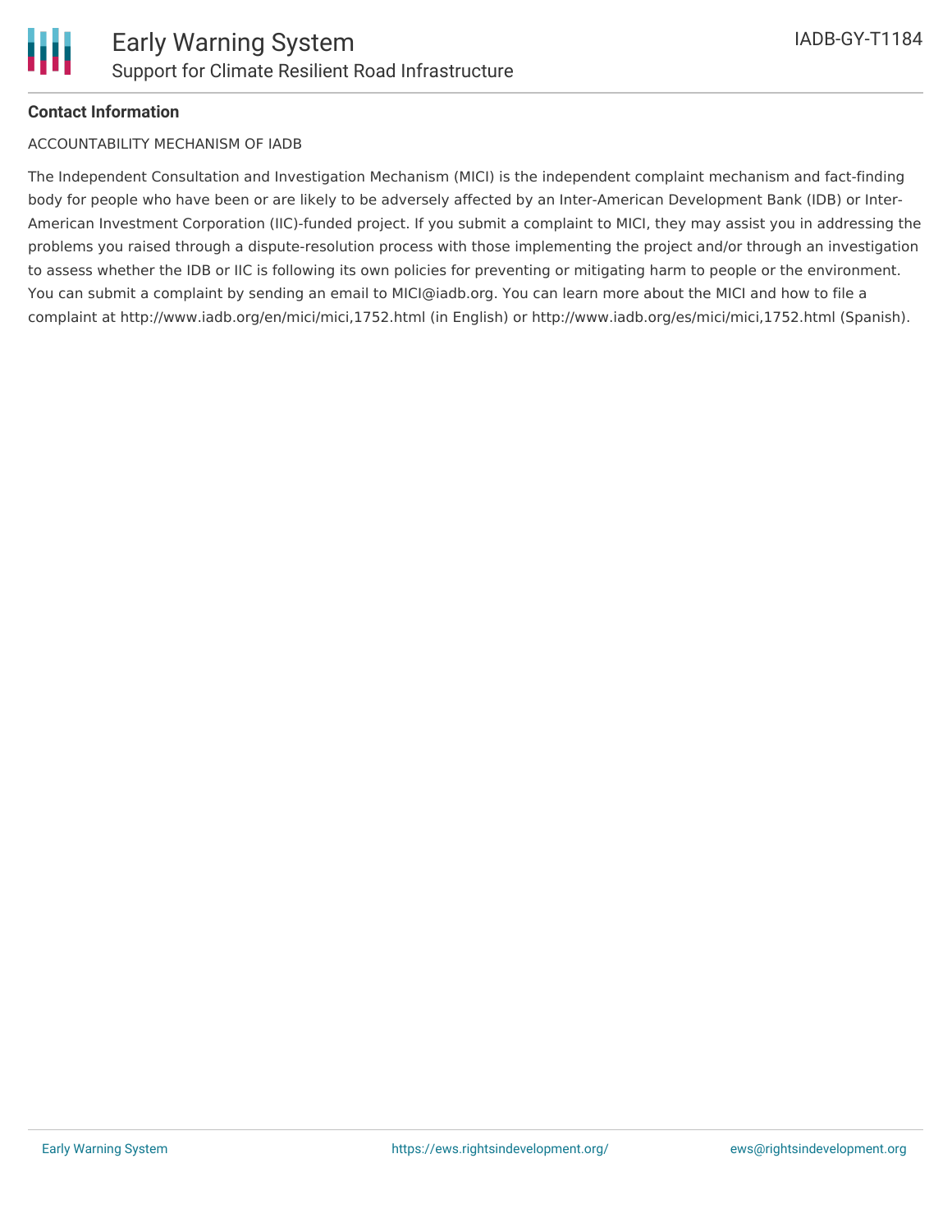**Contact Information**

ACCOUNTABILITY MECHANISM OF IADB

The Independent Consultation and Investigation Mechanism (MICI) is the independent complaint mechanism and fact-finding body for people who have been or are likely to be adversely affected by an Inter-American Development Bank (IDB) or Inter-American Investment Corporation (IIC)-funded project. If you submit a complaint to MICI, they may assist you in addressing the problems you raised through a dispute-resolution process with those implementing the project and/or through an investigation to assess whether the IDB or IIC is following its own policies for preventing or mitigating harm to people or the environment. You can submit a complaint by sending an email to MICI@iadb.org. You can learn more about the MICI and how to file a complaint at http://www.iadb.org/en/mici/mici,1752.html (in English) or http://www.iadb.org/es/mici/mici,1752.html (Spanish).